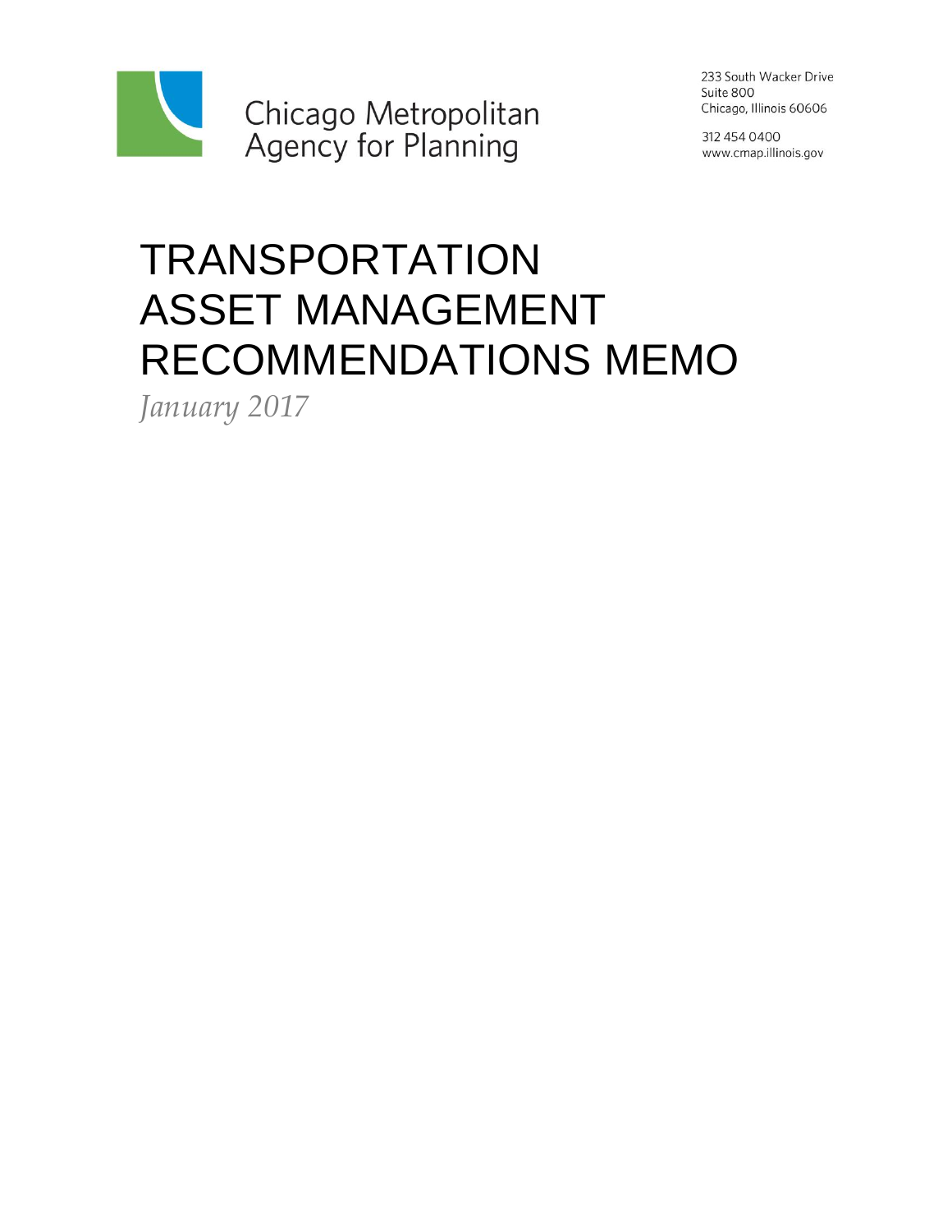Chicago Metropolitan Agency for Planning

233 South Wacker Drive
Suite 800
Chicago, Illinois 60606

312 454 0400
www.cmap.illinois.gov

# TRANSPORTATION ASSET MANAGEMENT RECOMMENDATIONS MEMO

*January 2017*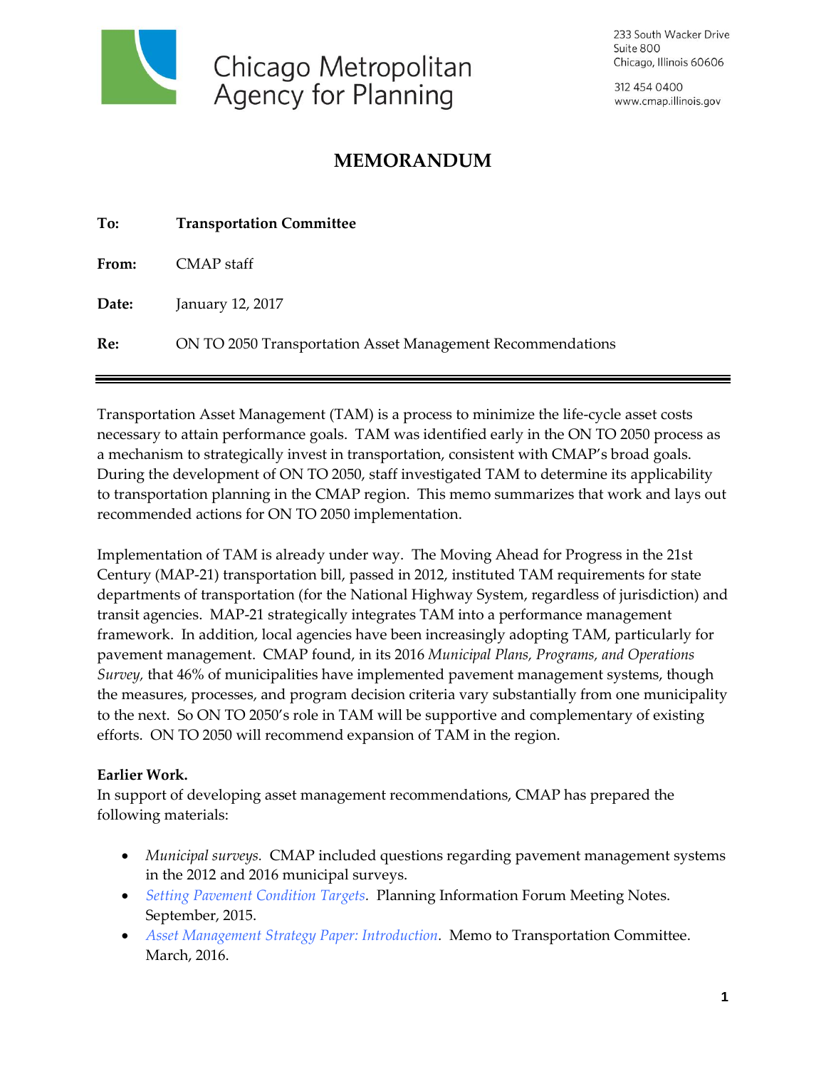Chicago Metropolitan Agency for Planning

233 South Wacker Drive
Suite 800
Chicago, Illinois 60606

312 454 0400
www.cmap.illinois.gov

# MEMORANDUM

**To:** **Transportation Committee**

**From:** CMAP staff

**Date:** January 12, 2017

**Re:** ON TO 2050 Transportation Asset Management Recommendations

---

Transportation Asset Management (TAM) is a process to minimize the life-cycle asset costs necessary to attain performance goals. TAM was identified early in the ON TO 2050 process as a mechanism to strategically invest in transportation, consistent with CMAP's broad goals. During the development of ON TO 2050, staff investigated TAM to determine its applicability to transportation planning in the CMAP region. This memo summarizes that work and lays out recommended actions for ON TO 2050 implementation.

Implementation of TAM is already under way. The Moving Ahead for Progress in the 21st Century (MAP-21) transportation bill, passed in 2012, instituted TAM requirements for state departments of transportation (for the National Highway System, regardless of jurisdiction) and transit agencies. MAP-21 strategically integrates TAM into a performance management framework. In addition, local agencies have been increasingly adopting TAM, particularly for pavement management. CMAP found, in its 2016 *Municipal Plans, Programs, and Operations Survey*, that 46% of municipalities have implemented pavement management systems, though the measures, processes, and program decision criteria vary substantially from one municipality to the next. So ON TO 2050's role in TAM will be supportive and complementary of existing efforts. ON TO 2050 will recommend expansion of TAM in the region.

**Earlier Work.**
In support of developing asset management recommendations, CMAP has prepared the following materials:

- *Municipal surveys.* CMAP included questions regarding pavement management systems in the 2012 and 2016 municipal surveys.
- *Setting Pavement Condition Targets*. Planning Information Forum Meeting Notes. September, 2015.
- *Asset Management Strategy Paper: Introduction*. Memo to Transportation Committee. March, 2016.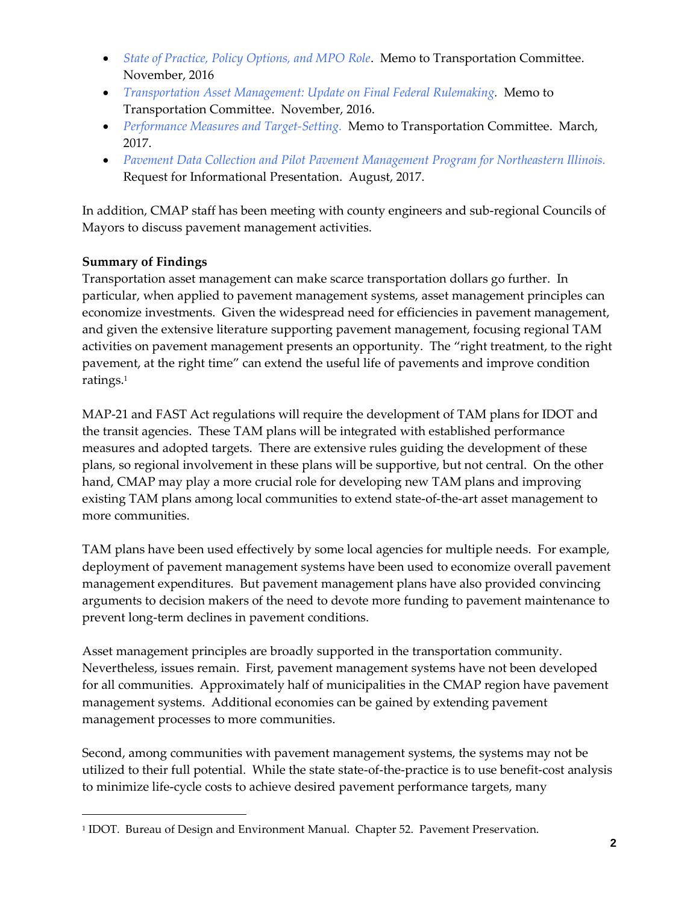- *State of Practice, Policy Options, and MPO Role*. Memo to Transportation Committee. November, 2016
- *Transportation Asset Management: Update on Final Federal Rulemaking*. Memo to Transportation Committee. November, 2016.
- *Performance Measures and Target-Setting.* Memo to Transportation Committee. March, 2017.
- *Pavement Data Collection and Pilot Pavement Management Program for Northeastern Illinois.* Request for Informational Presentation. August, 2017.

In addition, CMAP staff has been meeting with county engineers and sub-regional Councils of Mayors to discuss pavement management activities.

**Summary of Findings**

Transportation asset management can make scarce transportation dollars go further. In particular, when applied to pavement management systems, asset management principles can economize investments. Given the widespread need for efficiencies in pavement management, and given the extensive literature supporting pavement management, focusing regional TAM activities on pavement management presents an opportunity. The "right treatment, to the right pavement, at the right time" can extend the useful life of pavements and improve condition ratings.[1]

MAP-21 and FAST Act regulations will require the development of TAM plans for IDOT and the transit agencies. These TAM plans will be integrated with established performance measures and adopted targets. There are extensive rules guiding the development of these plans, so regional involvement in these plans will be supportive, but not central. On the other hand, CMAP may play a more crucial role for developing new TAM plans and improving existing TAM plans among local communities to extend state-of-the-art asset management to more communities.

TAM plans have been used effectively by some local agencies for multiple needs. For example, deployment of pavement management systems have been used to economize overall pavement management expenditures. But pavement management plans have also provided convincing arguments to decision makers of the need to devote more funding to pavement maintenance to prevent long-term declines in pavement conditions.

Asset management principles are broadly supported in the transportation community. Nevertheless, issues remain. First, pavement management systems have not been developed for all communities. Approximately half of municipalities in the CMAP region have pavement management systems. Additional economies can be gained by extending pavement management processes to more communities.

Second, among communities with pavement management systems, the systems may not be utilized to their full potential. While the state state-of-the-practice is to use benefit-cost analysis to minimize life-cycle costs to achieve desired pavement performance targets, many

[1] IDOT. Bureau of Design and Environment Manual. Chapter 52. Pavement Preservation.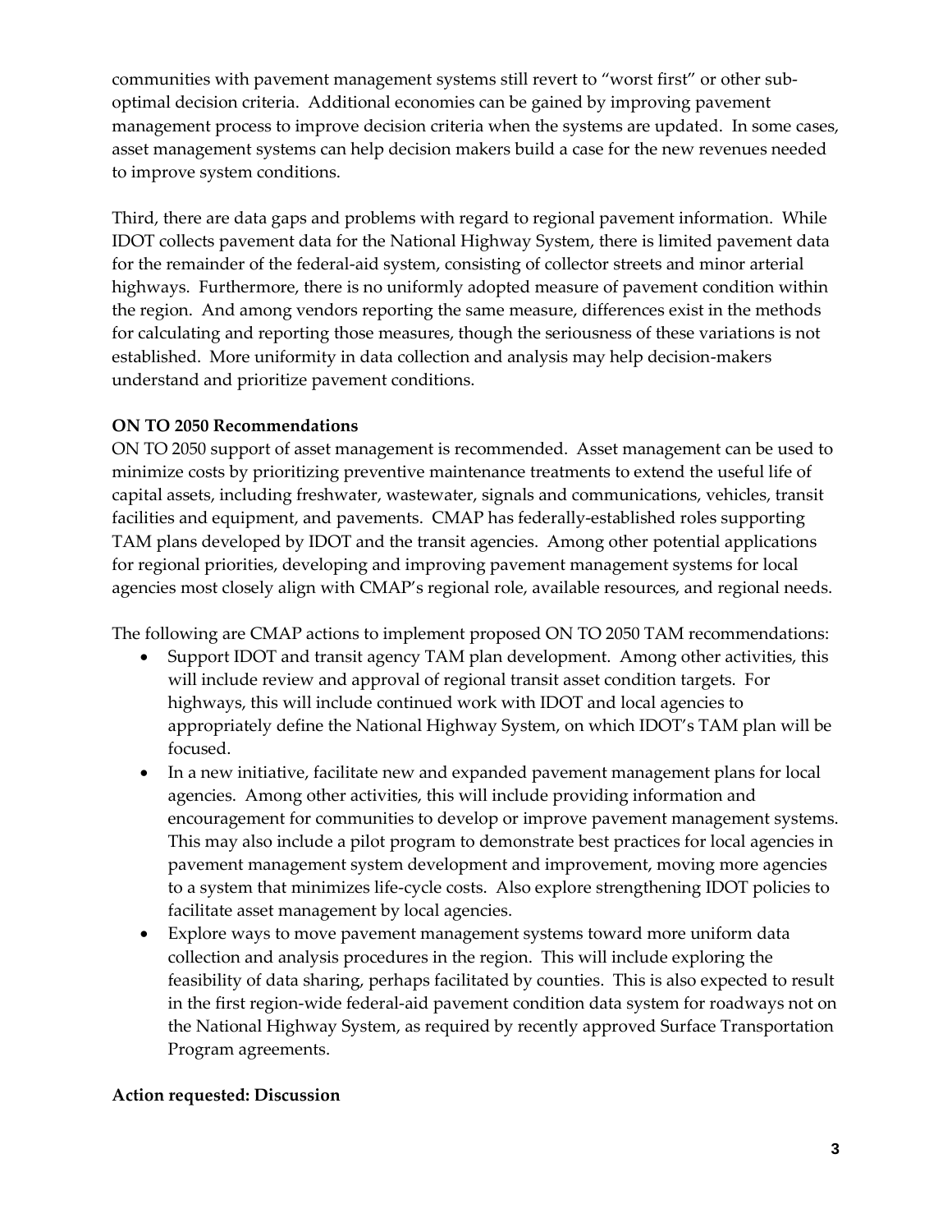communities with pavement management systems still revert to "worst first" or other sub-optimal decision criteria. Additional economies can be gained by improving pavement management process to improve decision criteria when the systems are updated. In some cases, asset management systems can help decision makers build a case for the new revenues needed to improve system conditions.

Third, there are data gaps and problems with regard to regional pavement information. While IDOT collects pavement data for the National Highway System, there is limited pavement data for the remainder of the federal-aid system, consisting of collector streets and minor arterial highways. Furthermore, there is no uniformly adopted measure of pavement condition within the region. And among vendors reporting the same measure, differences exist in the methods for calculating and reporting those measures, though the seriousness of these variations is not established. More uniformity in data collection and analysis may help decision-makers understand and prioritize pavement conditions.

**ON TO 2050 Recommendations**

ON TO 2050 support of asset management is recommended. Asset management can be used to minimize costs by prioritizing preventive maintenance treatments to extend the useful life of capital assets, including freshwater, wastewater, signals and communications, vehicles, transit facilities and equipment, and pavements. CMAP has federally-established roles supporting TAM plans developed by IDOT and the transit agencies. Among other potential applications for regional priorities, developing and improving pavement management systems for local agencies most closely align with CMAP's regional role, available resources, and regional needs.

The following are CMAP actions to implement proposed ON TO 2050 TAM recommendations:

- Support IDOT and transit agency TAM plan development. Among other activities, this will include review and approval of regional transit asset condition targets. For highways, this will include continued work with IDOT and local agencies to appropriately define the National Highway System, on which IDOT's TAM plan will be focused.
- In a new initiative, facilitate new and expanded pavement management plans for local agencies. Among other activities, this will include providing information and encouragement for communities to develop or improve pavement management systems. This may also include a pilot program to demonstrate best practices for local agencies in pavement management system development and improvement, moving more agencies to a system that minimizes life-cycle costs. Also explore strengthening IDOT policies to facilitate asset management by local agencies.
- Explore ways to move pavement management systems toward more uniform data collection and analysis procedures in the region. This will include exploring the feasibility of data sharing, perhaps facilitated by counties. This is also expected to result in the first region-wide federal-aid pavement condition data system for roadways not on the National Highway System, as required by recently approved Surface Transportation Program agreements.

**Action requested: Discussion**